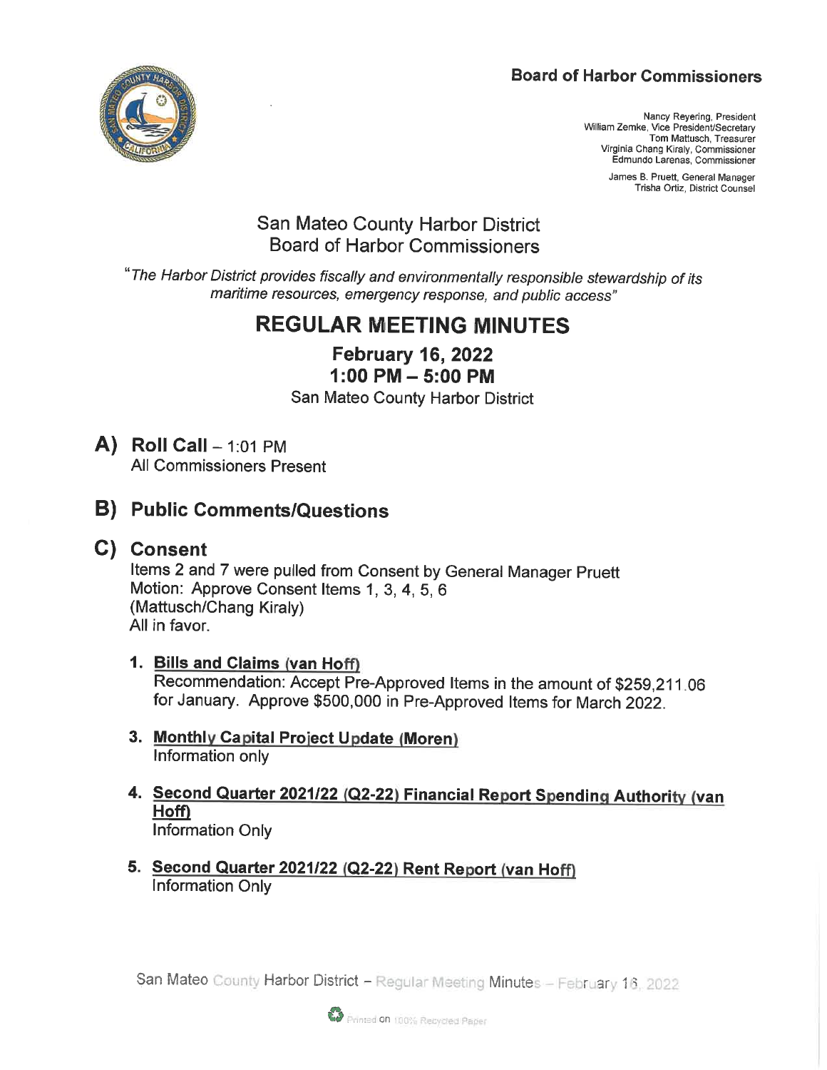**Board of Harbor Commissioners**

Nancy Reyering, President
William Zemke, Vice President/Secretary
Tom Mattusch, Treasurer
Virginia Chang Kiraly, Commissioner
Edmundo Larenas, Commissioner

James B. Pruett, General Manager
Trisha Ortiz, District Counsel

# San Mateo County Harbor District
# Board of Harbor Commissioners

*"The Harbor District provides fiscally and environmentally responsible stewardship of its maritime resources, emergency response, and public access"*

# REGULAR MEETING MINUTES

## February 16, 2022
## 1:00 PM – 5:00 PM

San Mateo County Harbor District

## A) Roll Call – 1:01 PM

All Commissioners Present

## B) Public Comments/Questions

## C) Consent

Items 2 and 7 were pulled from Consent by General Manager Pruett
Motion: Approve Consent Items 1, 3, 4, 5, 6
(Mattusch/Chang Kiraly)
All in favor.

1. **Bills and Claims (van Hoff)**
   Recommendation: Accept Pre-Approved Items in the amount of $259,211.06 for January. Approve $500,000 in Pre-Approved Items for March 2022.

3. **Monthly Capital Project Update (Moren)**
   Information only

4. **Second Quarter 2021/22 (Q2-22) Financial Report Spending Authority (van Hoff)**
   Information Only

5. **Second Quarter 2021/22 (Q2-22) Rent Report (van Hoff)**
   Information Only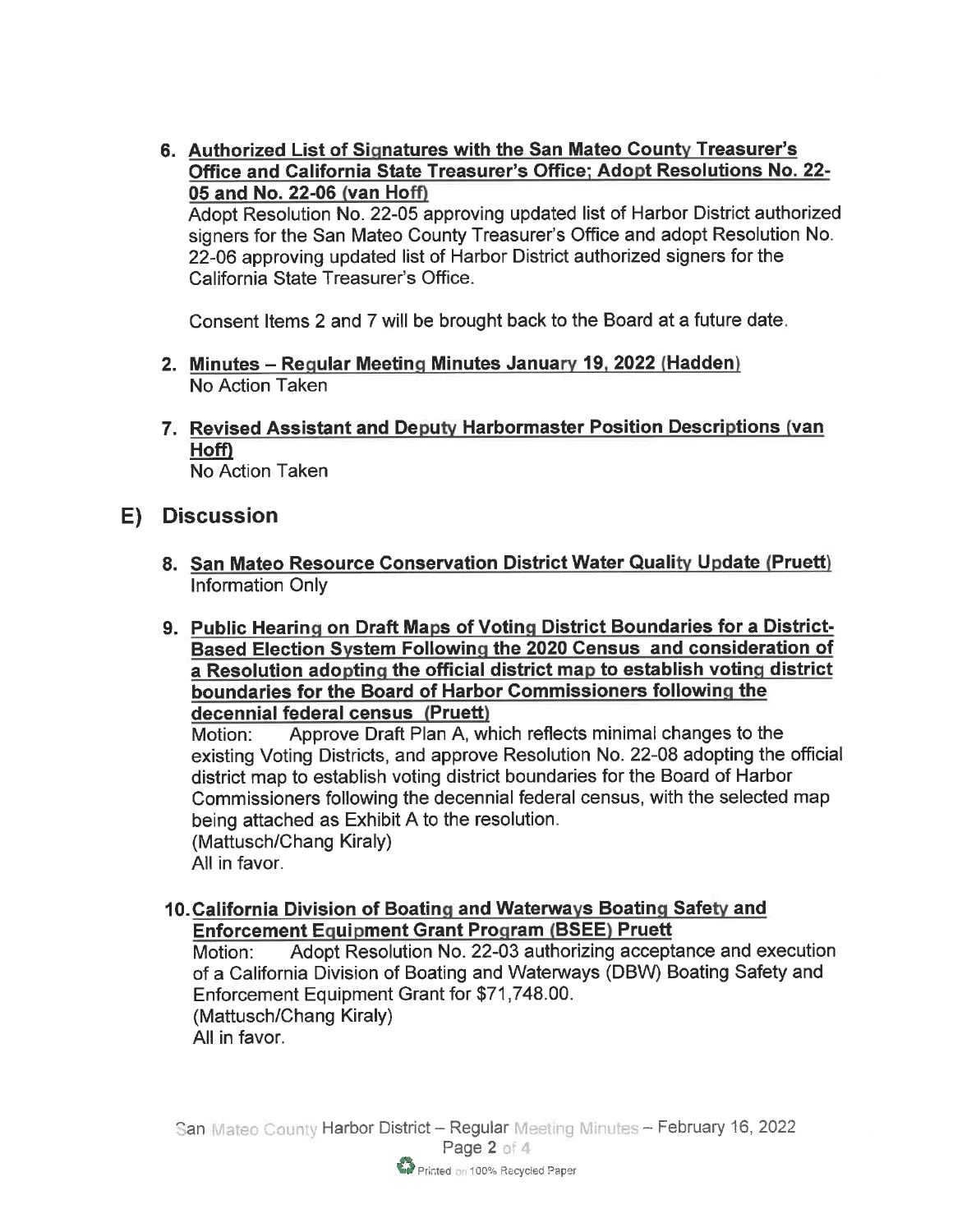6. **Authorized List of Signatures with the San Mateo County Treasurer's Office and California State Treasurer's Office; Adopt Resolutions No. 22-05 and No. 22-06 (van Hoff)**
   Adopt Resolution No. 22-05 approving updated list of Harbor District authorized signers for the San Mateo County Treasurer's Office and adopt Resolution No. 22-06 approving updated list of Harbor District authorized signers for the California State Treasurer's Office.

   Consent Items 2 and 7 will be brought back to the Board at a future date.

2. **Minutes – Regular Meeting Minutes January 19, 2022 (Hadden)**
   No Action Taken

7. **Revised Assistant and Deputy Harbormaster Position Descriptions (van Hoff)**
   No Action Taken

## E) Discussion

8. **San Mateo Resource Conservation District Water Quality Update (Pruett)**
   Information Only

9. **Public Hearing on Draft Maps of Voting District Boundaries for a District-Based Election System Following the 2020 Census and consideration of a Resolution adopting the official district map to establish voting district boundaries for the Board of Harbor Commissioners following the decennial federal census (Pruett)**
   Motion: Approve Draft Plan A, which reflects minimal changes to the existing Voting Districts, and approve Resolution No. 22-08 adopting the official district map to establish voting district boundaries for the Board of Harbor Commissioners following the decennial federal census, with the selected map being attached as Exhibit A to the resolution.
   (Mattusch/Chang Kiraly)
   All in favor.

10. **California Division of Boating and Waterways Boating Safety and Enforcement Equipment Grant Program (BSEE) Pruett**
    Motion: Adopt Resolution No. 22-03 authorizing acceptance and execution of a California Division of Boating and Waterways (DBW) Boating Safety and Enforcement Equipment Grant for $71,748.00.
    (Mattusch/Chang Kiraly)
    All in favor.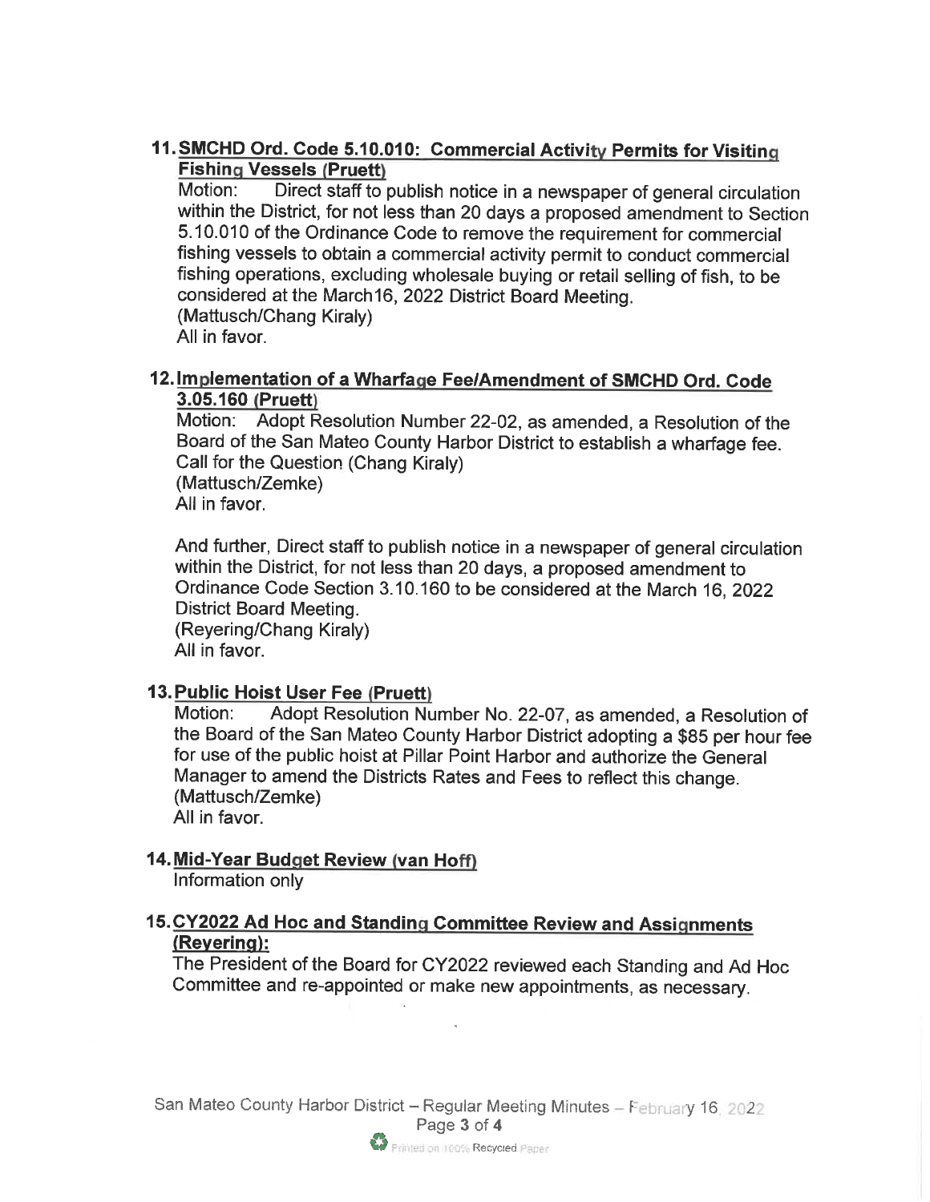**11. SMCHD Ord. Code 5.10.010: Commercial Activity Permits for Visiting Fishing Vessels (Pruett)**

Motion: Direct staff to publish notice in a newspaper of general circulation within the District, for not less than 20 days a proposed amendment to Section 5.10.010 of the Ordinance Code to remove the requirement for commercial fishing vessels to obtain a commercial activity permit to conduct commercial fishing operations, excluding wholesale buying or retail selling of fish, to be considered at the March16, 2022 District Board Meeting.
(Mattusch/Chang Kiraly)
All in favor.

**12. Implementation of a Wharfage Fee/Amendment of SMCHD Ord. Code 3.05.160 (Pruett)**

Motion: Adopt Resolution Number 22-02, as amended, a Resolution of the Board of the San Mateo County Harbor District to establish a wharfage fee.
Call for the Question (Chang Kiraly)
(Mattusch/Zemke)
All in favor.

And further, Direct staff to publish notice in a newspaper of general circulation within the District, for not less than 20 days, a proposed amendment to Ordinance Code Section 3.10.160 to be considered at the March 16, 2022 District Board Meeting.
(Reyering/Chang Kiraly)
All in favor.

**13. Public Hoist User Fee (Pruett)**

Motion: Adopt Resolution Number No. 22-07, as amended, a Resolution of the Board of the San Mateo County Harbor District adopting a $85 per hour fee for use of the public hoist at Pillar Point Harbor and authorize the General Manager to amend the Districts Rates and Fees to reflect this change.
(Mattusch/Zemke)
All in favor.

**14. Mid-Year Budget Review (van Hoff)**

Information only

**15. CY2022 Ad Hoc and Standing Committee Review and Assignments (Reyering):**

The President of the Board for CY2022 reviewed each Standing and Ad Hoc Committee and re-appointed or make new appointments, as necessary.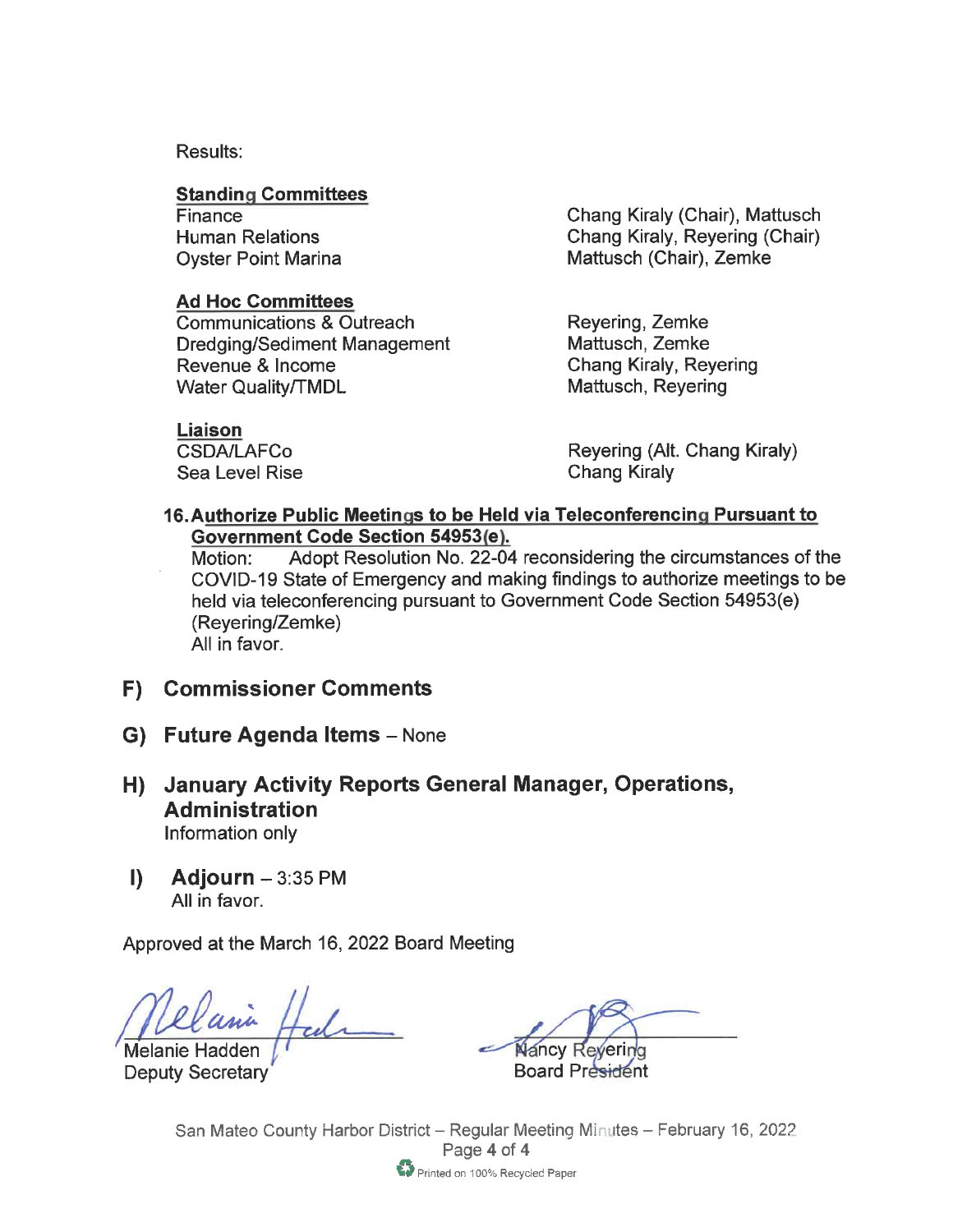Results:

**Standing Committees**

| | |
|---|---|
| Finance | Chang Kiraly (Chair), Mattusch |
| Human Relations | Chang Kiraly, Reyering (Chair) |
| Oyster Point Marina | Mattusch (Chair), Zemke |

**Ad Hoc Committees**

| | |
|---|---|
| Communications & Outreach | Reyering, Zemke |
| Dredging/Sediment Management | Mattusch, Zemke |
| Revenue & Income | Chang Kiraly, Reyering |
| Water Quality/TMDL | Mattusch, Reyering |

**Liaison**

| | |
|---|---|
| CSDA/LAFCo | Reyering (Alt. Chang Kiraly) |
| Sea Level Rise | Chang Kiraly |

16. **Authorize Public Meetings to be Held via Teleconferencing Pursuant to Government Code Section 54953(e).**
    Motion: Adopt Resolution No. 22-04 reconsidering the circumstances of the COVID-19 State of Emergency and making findings to authorize meetings to be held via teleconferencing pursuant to Government Code Section 54953(e) (Reyering/Zemke)
    All in favor.

## F) Commissioner Comments

## G) Future Agenda Items – None

## H) January Activity Reports General Manager, Operations, Administration

Information only

## I) Adjourn – 3:35 PM

All in favor.

Approved at the March 16, 2022 Board Meeting

Melanie Hadden
Deputy Secretary

Nancy Reyering
Board President